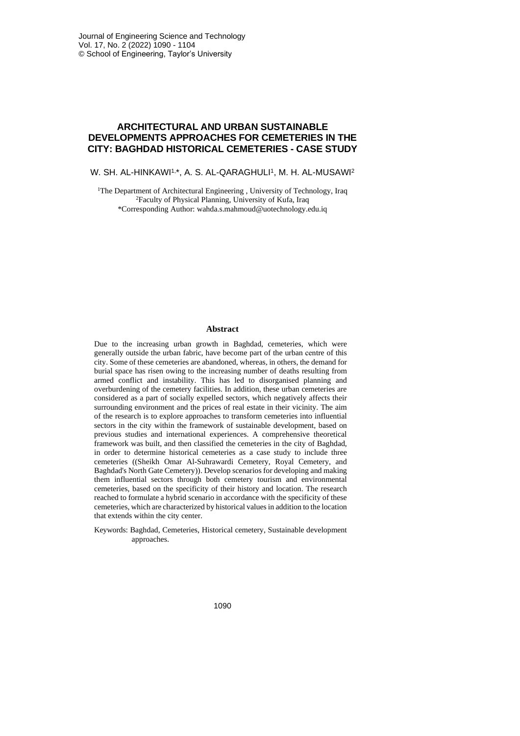# ARCHITECTURAL AND URBAN SUSTAINABLE DEVELOPMENTS APPROACHES FOR CEMETERIES IN THE CITY: BAGHDAD HISTORICAL CEMETERIES - CASE STUDY

W. SH. AL-HINKAWI[1,*], A. S. AL-QARAGHULI[1], M. H. AL-MUSAWI[2]

[1]The Department of Architectural Engineering , University of Technology, Iraq
[2]Faculty of Physical Planning, University of Kufa, Iraq
*Corresponding Author: wahda.s.mahmoud@uotechnology.edu.iq

## Abstract

Due to the increasing urban growth in Baghdad, cemeteries, which were generally outside the urban fabric, have become part of the urban centre of this city. Some of these cemeteries are abandoned, whereas, in others, the demand for burial space has risen owing to the increasing number of deaths resulting from armed conflict and instability. This has led to disorganised planning and overburdening of the cemetery facilities. In addition, these urban cemeteries are considered as a part of socially expelled sectors, which negatively affects their surrounding environment and the prices of real estate in their vicinity. The aim of the research is to explore approaches to transform cemeteries into influential sectors in the city within the framework of sustainable development, based on previous studies and international experiences. A comprehensive theoretical framework was built, and then classified the cemeteries in the city of Baghdad, in order to determine historical cemeteries as a case study to include three cemeteries ((Sheikh Omar Al-Suhrawardi Cemetery, Royal Cemetery, and Baghdad's North Gate Cemetery)). Develop scenarios for developing and making them influential sectors through both cemetery tourism and environmental cemeteries, based on the specificity of their history and location. The research reached to formulate a hybrid scenario in accordance with the specificity of these cemeteries, which are characterized by historical values in addition to the location that extends within the city center.

Keywords: Baghdad, Cemeteries, Historical cemetery, Sustainable development approaches.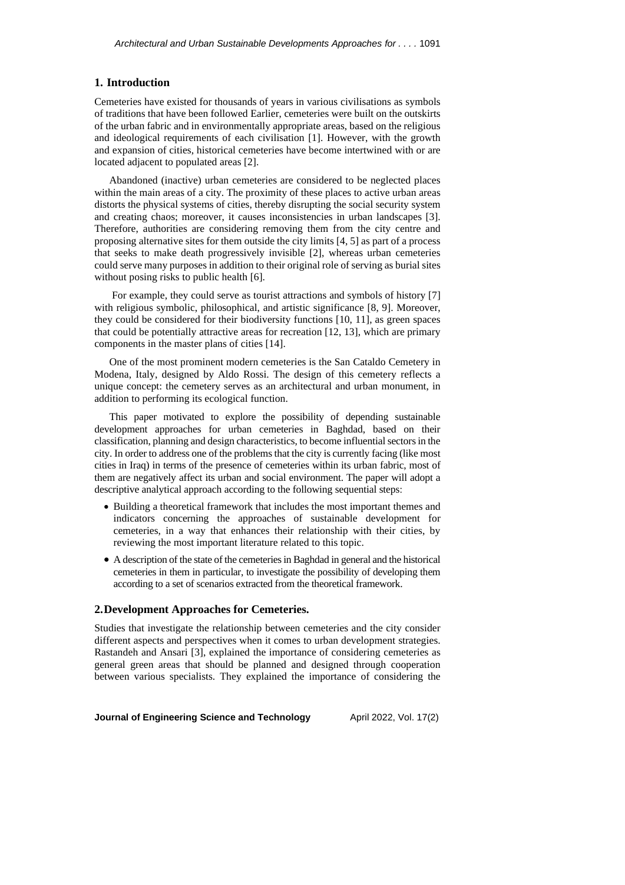## 1. Introduction

Cemeteries have existed for thousands of years in various civilisations as symbols of traditions that have been followed Earlier, cemeteries were built on the outskirts of the urban fabric and in environmentally appropriate areas, based on the religious and ideological requirements of each civilisation [1]. However, with the growth and expansion of cities, historical cemeteries have become intertwined with or are located adjacent to populated areas [2].

Abandoned (inactive) urban cemeteries are considered to be neglected places within the main areas of a city. The proximity of these places to active urban areas distorts the physical systems of cities, thereby disrupting the social security system and creating chaos; moreover, it causes inconsistencies in urban landscapes [3]. Therefore, authorities are considering removing them from the city centre and proposing alternative sites for them outside the city limits [4, 5] as part of a process that seeks to make death progressively invisible [2], whereas urban cemeteries could serve many purposes in addition to their original role of serving as burial sites without posing risks to public health [6].

For example, they could serve as tourist attractions and symbols of history [7] with religious symbolic, philosophical, and artistic significance [8, 9]. Moreover, they could be considered for their biodiversity functions [10, 11], as green spaces that could be potentially attractive areas for recreation [12, 13], which are primary components in the master plans of cities [14].

One of the most prominent modern cemeteries is the San Cataldo Cemetery in Modena, Italy, designed by Aldo Rossi. The design of this cemetery reflects a unique concept: the cemetery serves as an architectural and urban monument, in addition to performing its ecological function.

This paper motivated to explore the possibility of depending sustainable development approaches for urban cemeteries in Baghdad, based on their classification, planning and design characteristics, to become influential sectors in the city. In order to address one of the problems that the city is currently facing (like most cities in Iraq) in terms of the presence of cemeteries within its urban fabric, most of them are negatively affect its urban and social environment. The paper will adopt a descriptive analytical approach according to the following sequential steps:

- Building a theoretical framework that includes the most important themes and indicators concerning the approaches of sustainable development for cemeteries, in a way that enhances their relationship with their cities, by reviewing the most important literature related to this topic.
- A description of the state of the cemeteries in Baghdad in general and the historical cemeteries in them in particular, to investigate the possibility of developing them according to a set of scenarios extracted from the theoretical framework.

## 2. Development Approaches for Cemeteries.

Studies that investigate the relationship between cemeteries and the city consider different aspects and perspectives when it comes to urban development strategies. Rastandeh and Ansari [3], explained the importance of considering cemeteries as general green areas that should be planned and designed through cooperation between various specialists. They explained the importance of considering the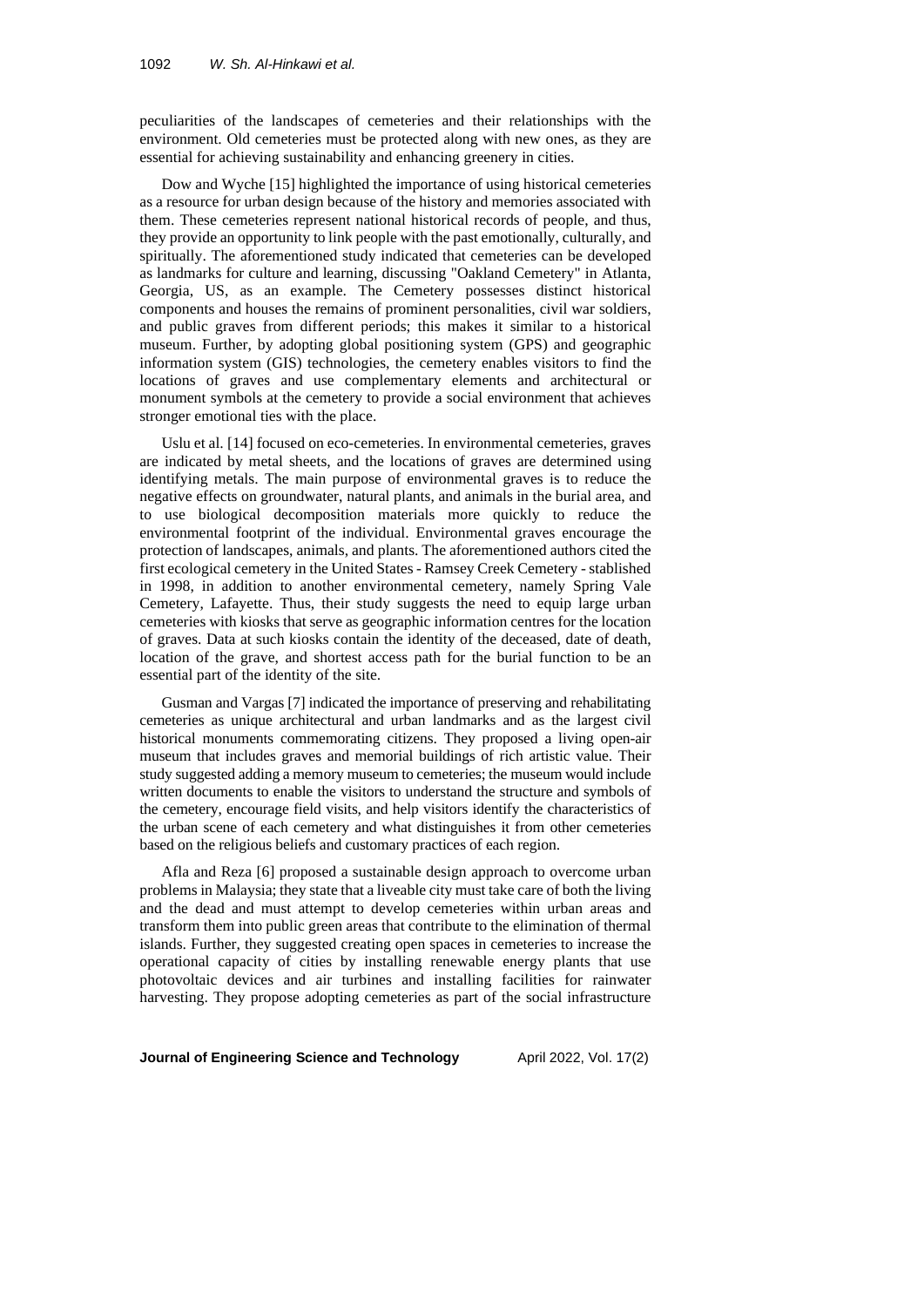peculiarities of the landscapes of cemeteries and their relationships with the environment. Old cemeteries must be protected along with new ones, as they are essential for achieving sustainability and enhancing greenery in cities.

Dow and Wyche [15] highlighted the importance of using historical cemeteries as a resource for urban design because of the history and memories associated with them. These cemeteries represent national historical records of people, and thus, they provide an opportunity to link people with the past emotionally, culturally, and spiritually. The aforementioned study indicated that cemeteries can be developed as landmarks for culture and learning, discussing "Oakland Cemetery" in Atlanta, Georgia, US, as an example. The Cemetery possesses distinct historical components and houses the remains of prominent personalities, civil war soldiers, and public graves from different periods; this makes it similar to a historical museum. Further, by adopting global positioning system (GPS) and geographic information system (GIS) technologies, the cemetery enables visitors to find the locations of graves and use complementary elements and architectural or monument symbols at the cemetery to provide a social environment that achieves stronger emotional ties with the place.

Uslu et al. [14] focused on eco-cemeteries. In environmental cemeteries, graves are indicated by metal sheets, and the locations of graves are determined using identifying metals. The main purpose of environmental graves is to reduce the negative effects on groundwater, natural plants, and animals in the burial area, and to use biological decomposition materials more quickly to reduce the environmental footprint of the individual. Environmental graves encourage the protection of landscapes, animals, and plants. The aforementioned authors cited the first ecological cemetery in the United States - Ramsey Creek Cemetery - stablished in 1998, in addition to another environmental cemetery, namely Spring Vale Cemetery, Lafayette. Thus, their study suggests the need to equip large urban cemeteries with kiosks that serve as geographic information centres for the location of graves. Data at such kiosks contain the identity of the deceased, date of death, location of the grave, and shortest access path for the burial function to be an essential part of the identity of the site.

Gusman and Vargas [7] indicated the importance of preserving and rehabilitating cemeteries as unique architectural and urban landmarks and as the largest civil historical monuments commemorating citizens. They proposed a living open-air museum that includes graves and memorial buildings of rich artistic value. Their study suggested adding a memory museum to cemeteries; the museum would include written documents to enable the visitors to understand the structure and symbols of the cemetery, encourage field visits, and help visitors identify the characteristics of the urban scene of each cemetery and what distinguishes it from other cemeteries based on the religious beliefs and customary practices of each region.

Afla and Reza [6] proposed a sustainable design approach to overcome urban problems in Malaysia; they state that a liveable city must take care of both the living and the dead and must attempt to develop cemeteries within urban areas and transform them into public green areas that contribute to the elimination of thermal islands. Further, they suggested creating open spaces in cemeteries to increase the operational capacity of cities by installing renewable energy plants that use photovoltaic devices and air turbines and installing facilities for rainwater harvesting. They propose adopting cemeteries as part of the social infrastructure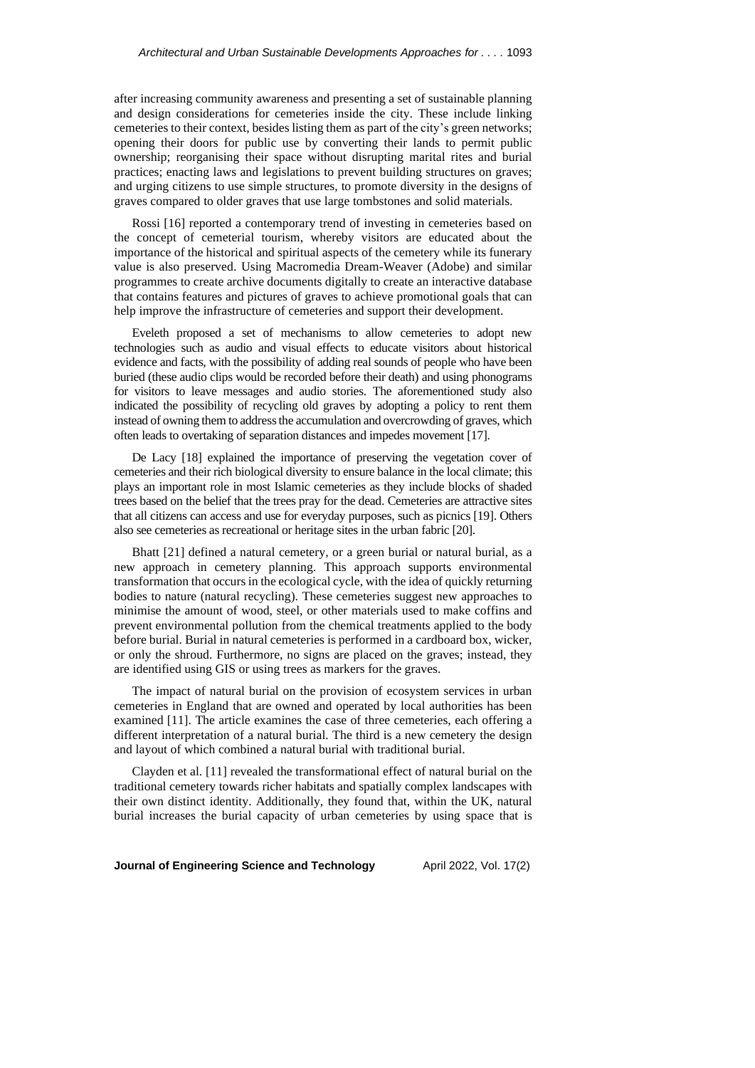after increasing community awareness and presenting a set of sustainable planning and design considerations for cemeteries inside the city. These include linking cemeteries to their context, besides listing them as part of the city's green networks; opening their doors for public use by converting their lands to permit public ownership; reorganising their space without disrupting marital rites and burial practices; enacting laws and legislations to prevent building structures on graves; and urging citizens to use simple structures, to promote diversity in the designs of graves compared to older graves that use large tombstones and solid materials.

Rossi [16] reported a contemporary trend of investing in cemeteries based on the concept of cemeterial tourism, whereby visitors are educated about the importance of the historical and spiritual aspects of the cemetery while its funerary value is also preserved. Using Macromedia Dream-Weaver (Adobe) and similar programmes to create archive documents digitally to create an interactive database that contains features and pictures of graves to achieve promotional goals that can help improve the infrastructure of cemeteries and support their development.

Eveleth proposed a set of mechanisms to allow cemeteries to adopt new technologies such as audio and visual effects to educate visitors about historical evidence and facts, with the possibility of adding real sounds of people who have been buried (these audio clips would be recorded before their death) and using phonograms for visitors to leave messages and audio stories. The aforementioned study also indicated the possibility of recycling old graves by adopting a policy to rent them instead of owning them to address the accumulation and overcrowding of graves, which often leads to overtaking of separation distances and impedes movement [17].

De Lacy [18] explained the importance of preserving the vegetation cover of cemeteries and their rich biological diversity to ensure balance in the local climate; this plays an important role in most Islamic cemeteries as they include blocks of shaded trees based on the belief that the trees pray for the dead. Cemeteries are attractive sites that all citizens can access and use for everyday purposes, such as picnics [19]. Others also see cemeteries as recreational or heritage sites in the urban fabric [20].

Bhatt [21] defined a natural cemetery, or a green burial or natural burial, as a new approach in cemetery planning. This approach supports environmental transformation that occurs in the ecological cycle, with the idea of quickly returning bodies to nature (natural recycling). These cemeteries suggest new approaches to minimise the amount of wood, steel, or other materials used to make coffins and prevent environmental pollution from the chemical treatments applied to the body before burial. Burial in natural cemeteries is performed in a cardboard box, wicker, or only the shroud. Furthermore, no signs are placed on the graves; instead, they are identified using GIS or using trees as markers for the graves.

The impact of natural burial on the provision of ecosystem services in urban cemeteries in England that are owned and operated by local authorities has been examined [11]. The article examines the case of three cemeteries, each offering a different interpretation of a natural burial. The third is a new cemetery the design and layout of which combined a natural burial with traditional burial.

Clayden et al. [11] revealed the transformational effect of natural burial on the traditional cemetery towards richer habitats and spatially complex landscapes with their own distinct identity. Additionally, they found that, within the UK, natural burial increases the burial capacity of urban cemeteries by using space that is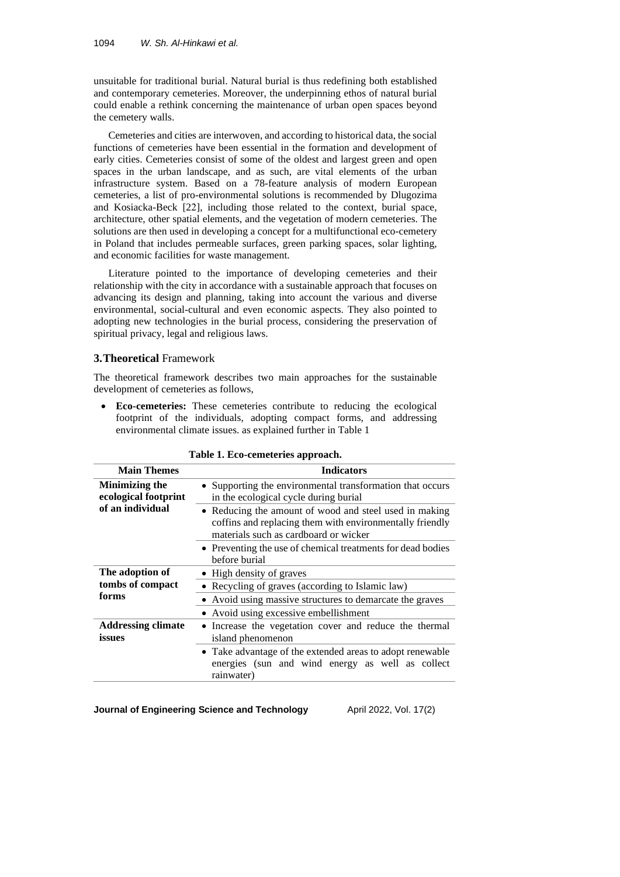unsuitable for traditional burial. Natural burial is thus redefining both established and contemporary cemeteries. Moreover, the underpinning ethos of natural burial could enable a rethink concerning the maintenance of urban open spaces beyond the cemetery walls.

Cemeteries and cities are interwoven, and according to historical data, the social functions of cemeteries have been essential in the formation and development of early cities. Cemeteries consist of some of the oldest and largest green and open spaces in the urban landscape, and as such, are vital elements of the urban infrastructure system. Based on a 78-feature analysis of modern European cemeteries, a list of pro-environmental solutions is recommended by Dlugozima and Kosiacka-Beck [22], including those related to the context, burial space, architecture, other spatial elements, and the vegetation of modern cemeteries. The solutions are then used in developing a concept for a multifunctional eco-cemetery in Poland that includes permeable surfaces, green parking spaces, solar lighting, and economic facilities for waste management.

Literature pointed to the importance of developing cemeteries and their relationship with the city in accordance with a sustainable approach that focuses on advancing its design and planning, taking into account the various and diverse environmental, social-cultural and even economic aspects. They also pointed to adopting new technologies in the burial process, considering the preservation of spiritual privacy, legal and religious laws.

## 3. Theoretical Framework

The theoretical framework describes two main approaches for the sustainable development of cemeteries as follows,

- **Eco-cemeteries:** These cemeteries contribute to reducing the ecological footprint of the individuals, adopting compact forms, and addressing environmental climate issues. as explained further in Table 1

**Table 1. Eco-cemeteries approach.**

| Main Themes | Indicators |
|---|---|
| **Minimizing the ecological footprint of an individual** | • Supporting the environmental transformation that occurs in the ecological cycle during burial |
| | • Reducing the amount of wood and steel used in making coffins and replacing them with environmentally friendly materials such as cardboard or wicker |
| | • Preventing the use of chemical treatments for dead bodies before burial |
| **The adoption of tombs of compact forms** | • High density of graves |
| | • Recycling of graves (according to Islamic law) |
| | • Avoid using massive structures to demarcate the graves |
| | • Avoid using excessive embellishment |
| **Addressing climate issues** | • Increase the vegetation cover and reduce the thermal island phenomenon |
| | • Take advantage of the extended areas to adopt renewable energies (sun and wind energy as well as collect rainwater) |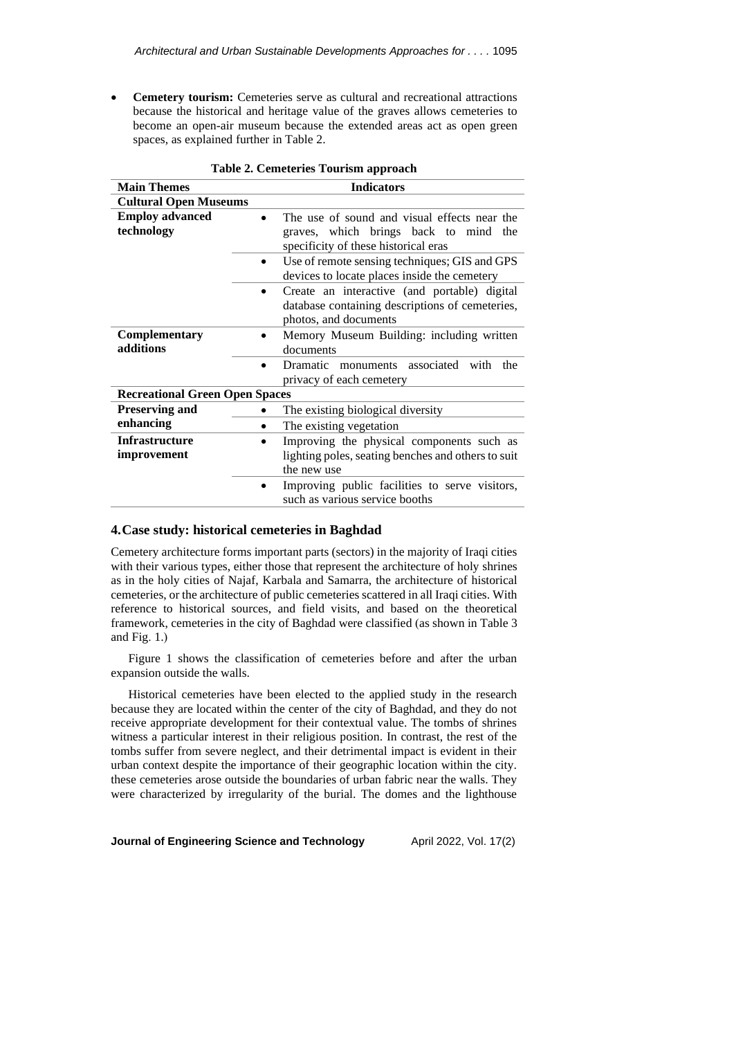- **Cemetery tourism:** Cemeteries serve as cultural and recreational attractions because the historical and heritage value of the graves allows cemeteries to become an open-air museum because the extended areas act as open green spaces, as explained further in Table 2.

**Table 2. Cemeteries Tourism approach**

| Main Themes | Indicators |
|---|---|
| **Cultural Open Museums** | |
| **Employ advanced technology** | • The use of sound and visual effects near the graves, which brings back to mind the specificity of these historical eras |
| | • Use of remote sensing techniques; GIS and GPS devices to locate places inside the cemetery |
| | • Create an interactive (and portable) digital database containing descriptions of cemeteries, photos, and documents |
| **Complementary additions** | • Memory Museum Building: including written documents |
| | • Dramatic monuments associated with the privacy of each cemetery |
| **Recreational Green Open Spaces** | |
| **Preserving and enhancing** | • The existing biological diversity |
| | • The existing vegetation |
| **Infrastructure improvement** | • Improving the physical components such as lighting poles, seating benches and others to suit the new use |
| | • Improving public facilities to serve visitors, such as various service booths |

## 4. Case study: historical cemeteries in Baghdad

Cemetery architecture forms important parts (sectors) in the majority of Iraqi cities with their various types, either those that represent the architecture of holy shrines as in the holy cities of Najaf, Karbala and Samarra, the architecture of historical cemeteries, or the architecture of public cemeteries scattered in all Iraqi cities. With reference to historical sources, and field visits, and based on the theoretical framework, cemeteries in the city of Baghdad were classified (as shown in Table 3 and Fig. 1.)

Figure 1 shows the classification of cemeteries before and after the urban expansion outside the walls.

Historical cemeteries have been elected to the applied study in the research because they are located within the center of the city of Baghdad, and they do not receive appropriate development for their contextual value. The tombs of shrines witness a particular interest in their religious position. In contrast, the rest of the tombs suffer from severe neglect, and their detrimental impact is evident in their urban context despite the importance of their geographic location within the city. these cemeteries arose outside the boundaries of urban fabric near the walls. They were characterized by irregularity of the burial. The domes and the lighthouse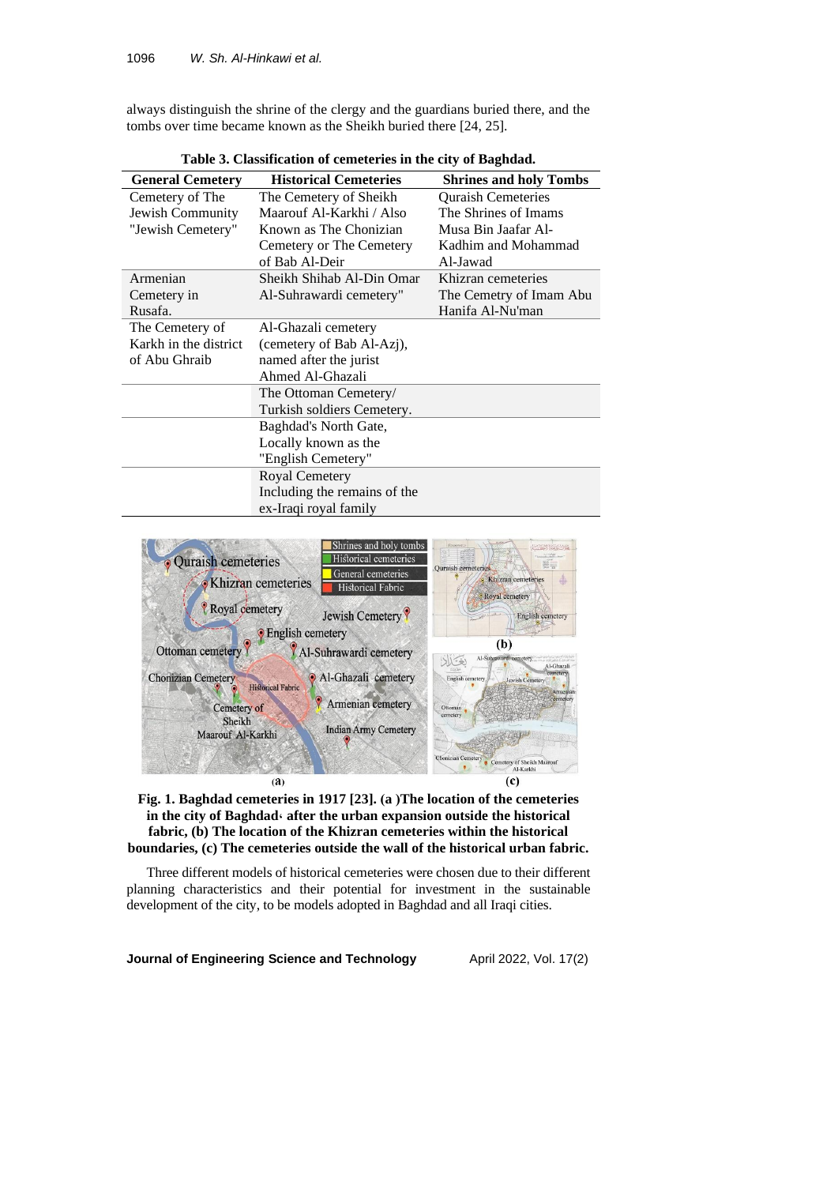always distinguish the shrine of the clergy and the guardians buried there, and the tombs over time became known as the Sheikh buried there [24, 25].

**Table 3. Classification of cemeteries in the city of Baghdad.**

| General Cemetery | Historical Cemeteries | Shrines and holy Tombs |
|---|---|---|
| Cemetery of The Jewish Community "Jewish Cemetery" | The Cemetery of Sheikh Maarouf Al-Karkhi / Also Known as The Chonizian Cemetery or The Cemetery of Bab Al-Deir | Quraish Cemeteries The Shrines of Imams Musa Bin Jaafar Al-Kadhim and Mohammad Al-Jawad |
| Armenian Cemetery in Rusafa. | Sheikh Shihab Al-Din Omar Al-Suhrawardi cemetery" | Khizran cemeteries The Cemetry of Imam Abu Hanifa Al-Nu'man |
| The Cemetery of Karkh in the district of Abu Ghraib | Al-Ghazali cemetery (cemetery of Bab Al-Azj), named after the jurist Ahmed Al-Ghazali | |
| | The Ottoman Cemetery/ Turkish soldiers Cemetery. | |
| | Baghdad's North Gate, Locally known as the "English Cemetery" | |
| | Royal Cemetery Including the remains of the ex-Iraqi royal family | |

**Fig. 1. Baghdad cemeteries in 1917 [23]. (a )The location of the cemeteries in the city of Baghdad، after the urban expansion outside the historical fabric, (b) The location of the Khizran cemeteries within the historical boundaries, (c) The cemeteries outside the wall of the historical urban fabric.**

Three different models of historical cemeteries were chosen due to their different planning characteristics and their potential for investment in the sustainable development of the city, to be models adopted in Baghdad and all Iraqi cities.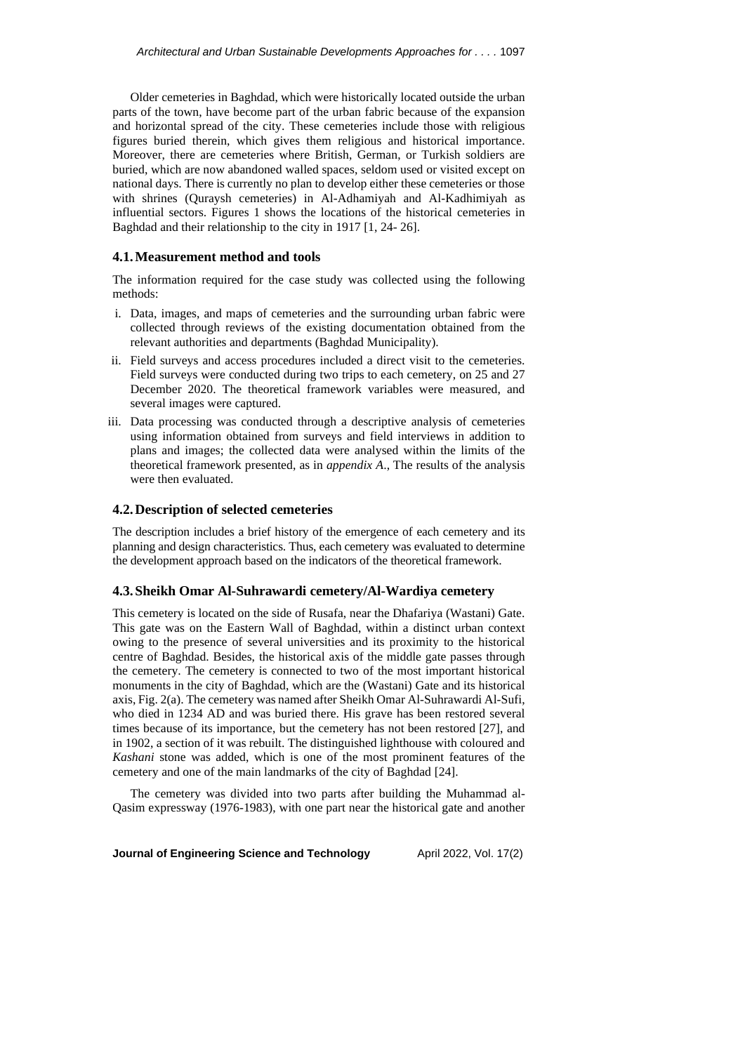Older cemeteries in Baghdad, which were historically located outside the urban parts of the town, have become part of the urban fabric because of the expansion and horizontal spread of the city. These cemeteries include those with religious figures buried therein, which gives them religious and historical importance. Moreover, there are cemeteries where British, German, or Turkish soldiers are buried, which are now abandoned walled spaces, seldom used or visited except on national days. There is currently no plan to develop either these cemeteries or those with shrines (Quraysh cemeteries) in Al-Adhamiyah and Al-Kadhimiyah as influential sectors. Figures 1 shows the locations of the historical cemeteries in Baghdad and their relationship to the city in 1917 [1, 24- 26].

### 4.1. Measurement method and tools

The information required for the case study was collected using the following methods:

i. Data, images, and maps of cemeteries and the surrounding urban fabric were collected through reviews of the existing documentation obtained from the relevant authorities and departments (Baghdad Municipality).
ii. Field surveys and access procedures included a direct visit to the cemeteries. Field surveys were conducted during two trips to each cemetery, on 25 and 27 December 2020. The theoretical framework variables were measured, and several images were captured.
iii. Data processing was conducted through a descriptive analysis of cemeteries using information obtained from surveys and field interviews in addition to plans and images; the collected data were analysed within the limits of the theoretical framework presented, as in *appendix A*., The results of the analysis were then evaluated.

### 4.2. Description of selected cemeteries

The description includes a brief history of the emergence of each cemetery and its planning and design characteristics. Thus, each cemetery was evaluated to determine the development approach based on the indicators of the theoretical framework.

### 4.3. Sheikh Omar Al-Suhrawardi cemetery/Al-Wardiya cemetery

This cemetery is located on the side of Rusafa, near the Dhafariya (Wastani) Gate. This gate was on the Eastern Wall of Baghdad, within a distinct urban context owing to the presence of several universities and its proximity to the historical centre of Baghdad. Besides, the historical axis of the middle gate passes through the cemetery. The cemetery is connected to two of the most important historical monuments in the city of Baghdad, which are the (Wastani) Gate and its historical axis, Fig. 2(a). The cemetery was named after Sheikh Omar Al-Suhrawardi Al-Sufi, who died in 1234 AD and was buried there. His grave has been restored several times because of its importance, but the cemetery has not been restored [27], and in 1902, a section of it was rebuilt. The distinguished lighthouse with coloured and *Kashani* stone was added, which is one of the most prominent features of the cemetery and one of the main landmarks of the city of Baghdad [24].

The cemetery was divided into two parts after building the Muhammad al-Qasim expressway (1976-1983), with one part near the historical gate and another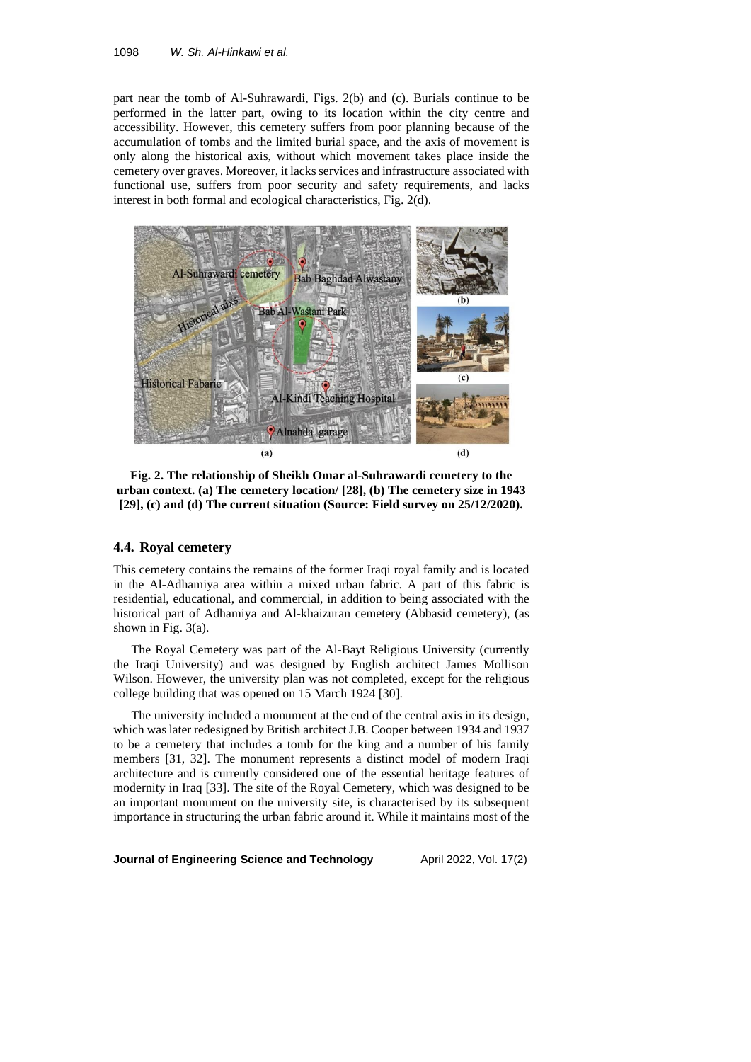part near the tomb of Al-Suhrawardi, Figs. 2(b) and (c). Burials continue to be performed in the latter part, owing to its location within the city centre and accessibility. However, this cemetery suffers from poor planning because of the accumulation of tombs and the limited burial space, and the axis of movement is only along the historical axis, without which movement takes place inside the cemetery over graves. Moreover, it lacks services and infrastructure associated with functional use, suffers from poor security and safety requirements, and lacks interest in both formal and ecological characteristics, Fig. 2(d).

**Fig. 2. The relationship of Sheikh Omar al-Suhrawardi cemetery to the urban context. (a) The cemetery location/ [28], (b) The cemetery size in 1943 [29], (c) and (d) The current situation (Source: Field survey on 25/12/2020).**

### 4.4. Royal cemetery

This cemetery contains the remains of the former Iraqi royal family and is located in the Al-Adhamiya area within a mixed urban fabric. A part of this fabric is residential, educational, and commercial, in addition to being associated with the historical part of Adhamiya and Al-khaizuran cemetery (Abbasid cemetery), (as shown in Fig. 3(a).

The Royal Cemetery was part of the Al-Bayt Religious University (currently the Iraqi University) and was designed by English architect James Mollison Wilson. However, the university plan was not completed, except for the religious college building that was opened on 15 March 1924 [30].

The university included a monument at the end of the central axis in its design, which was later redesigned by British architect J.B. Cooper between 1934 and 1937 to be a cemetery that includes a tomb for the king and a number of his family members [31, 32]. The monument represents a distinct model of modern Iraqi architecture and is currently considered one of the essential heritage features of modernity in Iraq [33]. The site of the Royal Cemetery, which was designed to be an important monument on the university site, is characterised by its subsequent importance in structuring the urban fabric around it. While it maintains most of the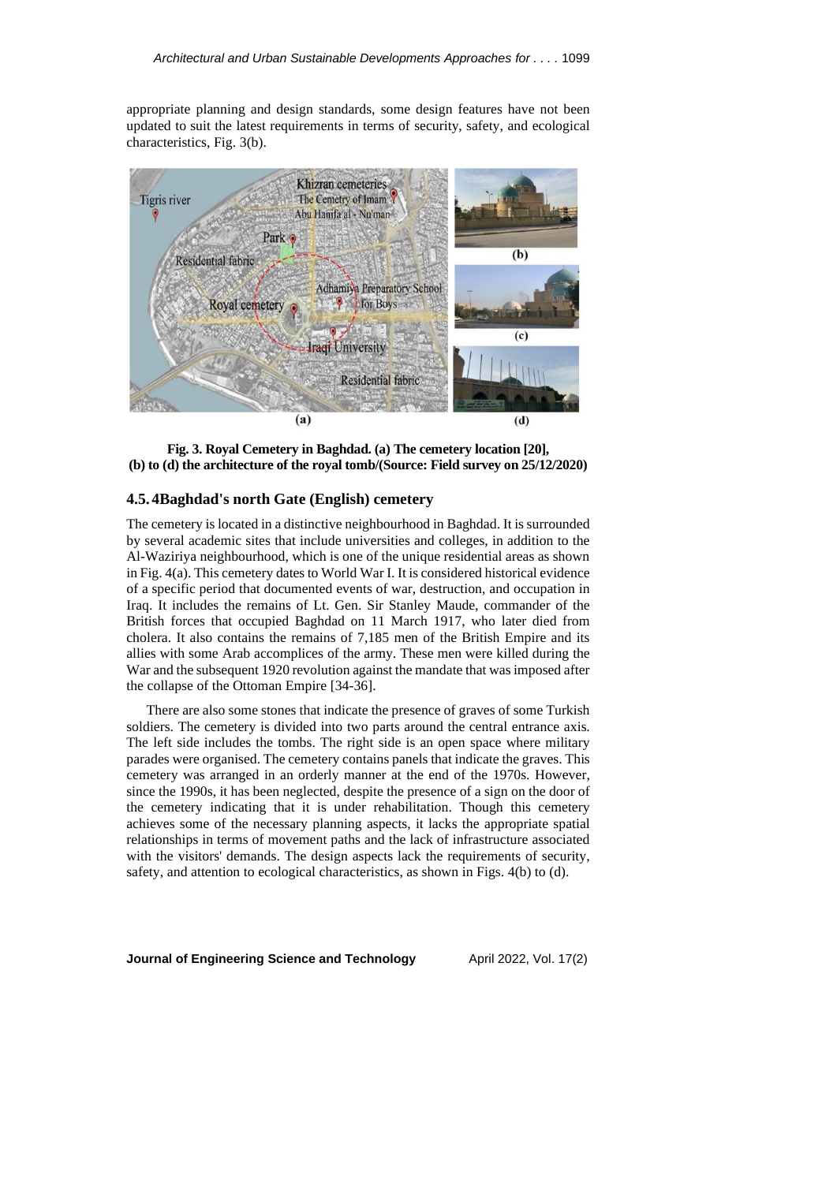appropriate planning and design standards, some design features have not been updated to suit the latest requirements in terms of security, safety, and ecological characteristics, Fig. 3(b).

**Fig. 3. Royal Cemetery in Baghdad. (a) The cemetery location [20], (b) to (d) the architecture of the royal tomb/(Source: Field survey on 25/12/2020)**

### 4.5.4 Baghdad's north Gate (English) cemetery

The cemetery is located in a distinctive neighbourhood in Baghdad. It is surrounded by several academic sites that include universities and colleges, in addition to the Al-Waziriya neighbourhood, which is one of the unique residential areas as shown in Fig. 4(a). This cemetery dates to World War I. It is considered historical evidence of a specific period that documented events of war, destruction, and occupation in Iraq. It includes the remains of Lt. Gen. Sir Stanley Maude, commander of the British forces that occupied Baghdad on 11 March 1917, who later died from cholera. It also contains the remains of 7,185 men of the British Empire and its allies with some Arab accomplices of the army. These men were killed during the War and the subsequent 1920 revolution against the mandate that was imposed after the collapse of the Ottoman Empire [34-36].

There are also some stones that indicate the presence of graves of some Turkish soldiers. The cemetery is divided into two parts around the central entrance axis. The left side includes the tombs. The right side is an open space where military parades were organised. The cemetery contains panels that indicate the graves. This cemetery was arranged in an orderly manner at the end of the 1970s. However, since the 1990s, it has been neglected, despite the presence of a sign on the door of the cemetery indicating that it is under rehabilitation. Though this cemetery achieves some of the necessary planning aspects, it lacks the appropriate spatial relationships in terms of movement paths and the lack of infrastructure associated with the visitors' demands. The design aspects lack the requirements of security, safety, and attention to ecological characteristics, as shown in Figs. 4(b) to (d).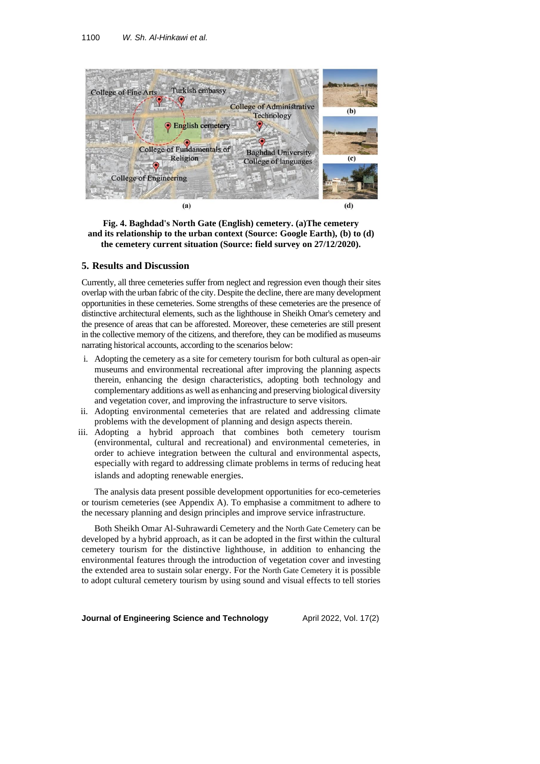**Fig. 4. Baghdad's North Gate (English) cemetery. (a)The cemetery and its relationship to the urban context (Source: Google Earth), (b) to (d) the cemetery current situation (Source: field survey on 27/12/2020).**

## 5. Results and Discussion

Currently, all three cemeteries suffer from neglect and regression even though their sites overlap with the urban fabric of the city. Despite the decline, there are many development opportunities in these cemeteries. Some strengths of these cemeteries are the presence of distinctive architectural elements, such as the lighthouse in Sheikh Omar's cemetery and the presence of areas that can be afforested. Moreover, these cemeteries are still present in the collective memory of the citizens, and therefore, they can be modified as museums narrating historical accounts, according to the scenarios below:

i. Adopting the cemetery as a site for cemetery tourism for both cultural as open-air museums and environmental recreational after improving the planning aspects therein, enhancing the design characteristics, adopting both technology and complementary additions as well as enhancing and preserving biological diversity and vegetation cover, and improving the infrastructure to serve visitors.
ii. Adopting environmental cemeteries that are related and addressing climate problems with the development of planning and design aspects therein.
iii. Adopting a hybrid approach that combines both cemetery tourism (environmental, cultural and recreational) and environmental cemeteries, in order to achieve integration between the cultural and environmental aspects, especially with regard to addressing climate problems in terms of reducing heat islands and adopting renewable energies.

The analysis data present possible development opportunities for eco-cemeteries or tourism cemeteries (see Appendix A). To emphasise a commitment to adhere to the necessary planning and design principles and improve service infrastructure.

Both Sheikh Omar Al-Suhrawardi Cemetery and the North Gate Cemetery can be developed by a hybrid approach, as it can be adopted in the first within the cultural cemetery tourism for the distinctive lighthouse, in addition to enhancing the environmental features through the introduction of vegetation cover and investing the extended area to sustain solar energy. For the North Gate Cemetery it is possible to adopt cultural cemetery tourism by using sound and visual effects to tell stories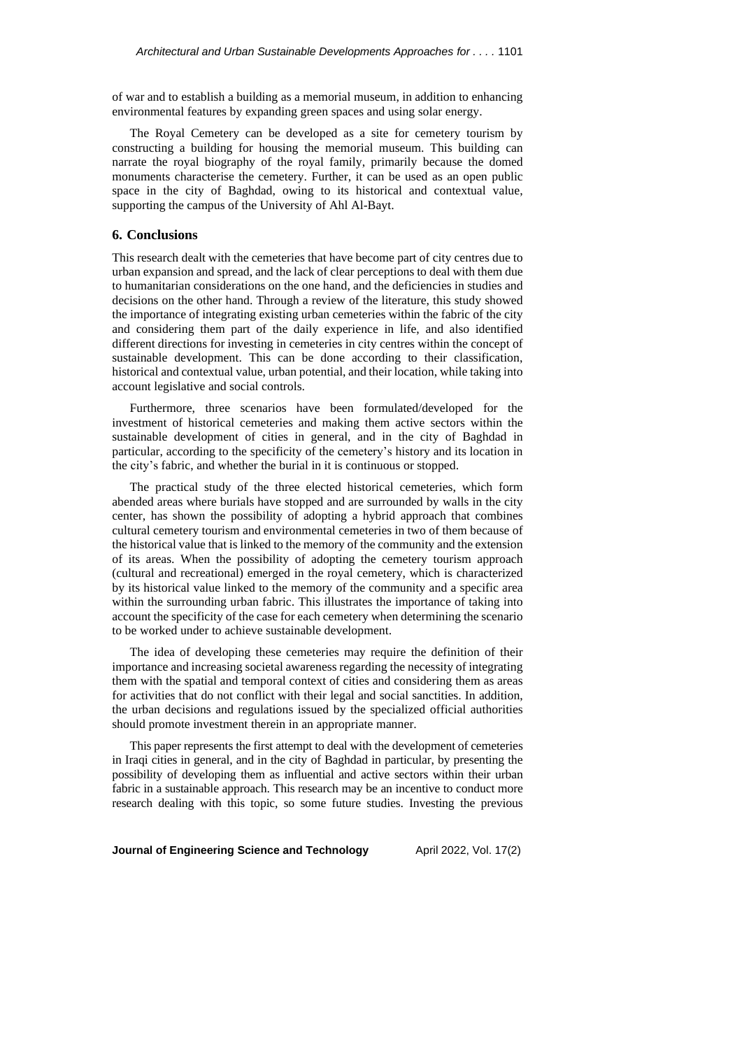of war and to establish a building as a memorial museum, in addition to enhancing environmental features by expanding green spaces and using solar energy.

The Royal Cemetery can be developed as a site for cemetery tourism by constructing a building for housing the memorial museum. This building can narrate the royal biography of the royal family, primarily because the domed monuments characterise the cemetery. Further, it can be used as an open public space in the city of Baghdad, owing to its historical and contextual value, supporting the campus of the University of Ahl Al-Bayt.

## 6. Conclusions

This research dealt with the cemeteries that have become part of city centres due to urban expansion and spread, and the lack of clear perceptions to deal with them due to humanitarian considerations on the one hand, and the deficiencies in studies and decisions on the other hand. Through a review of the literature, this study showed the importance of integrating existing urban cemeteries within the fabric of the city and considering them part of the daily experience in life, and also identified different directions for investing in cemeteries in city centres within the concept of sustainable development. This can be done according to their classification, historical and contextual value, urban potential, and their location, while taking into account legislative and social controls.

Furthermore, three scenarios have been formulated/developed for the investment of historical cemeteries and making them active sectors within the sustainable development of cities in general, and in the city of Baghdad in particular, according to the specificity of the cemetery's history and its location in the city's fabric, and whether the burial in it is continuous or stopped.

The practical study of the three elected historical cemeteries, which form abended areas where burials have stopped and are surrounded by walls in the city center, has shown the possibility of adopting a hybrid approach that combines cultural cemetery tourism and environmental cemeteries in two of them because of the historical value that is linked to the memory of the community and the extension of its areas. When the possibility of adopting the cemetery tourism approach (cultural and recreational) emerged in the royal cemetery, which is characterized by its historical value linked to the memory of the community and a specific area within the surrounding urban fabric. This illustrates the importance of taking into account the specificity of the case for each cemetery when determining the scenario to be worked under to achieve sustainable development.

The idea of developing these cemeteries may require the definition of their importance and increasing societal awareness regarding the necessity of integrating them with the spatial and temporal context of cities and considering them as areas for activities that do not conflict with their legal and social sanctities. In addition, the urban decisions and regulations issued by the specialized official authorities should promote investment therein in an appropriate manner.

This paper represents the first attempt to deal with the development of cemeteries in Iraqi cities in general, and in the city of Baghdad in particular, by presenting the possibility of developing them as influential and active sectors within their urban fabric in a sustainable approach. This research may be an incentive to conduct more research dealing with this topic, so some future studies. Investing the previous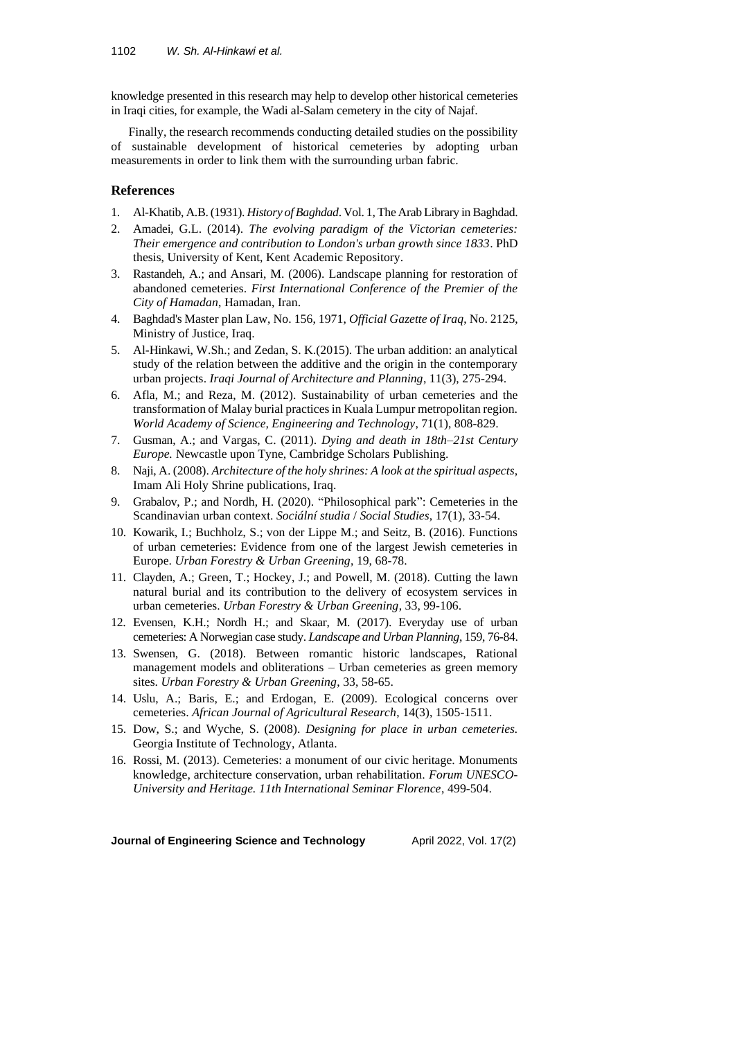knowledge presented in this research may help to develop other historical cemeteries in Iraqi cities, for example, the Wadi al-Salam cemetery in the city of Najaf.

Finally, the research recommends conducting detailed studies on the possibility of sustainable development of historical cemeteries by adopting urban measurements in order to link them with the surrounding urban fabric.

## References

1. Al-Khatib, A.B. (1931). *History of Baghdad*. Vol. 1, The Arab Library in Baghdad.
2. Amadei, G.L. (2014). *The evolving paradigm of the Victorian cemeteries: Their emergence and contribution to London's urban growth since 1833*. PhD thesis, University of Kent, Kent Academic Repository.
3. Rastandeh, A.; and Ansari, M. (2006). Landscape planning for restoration of abandoned cemeteries. *First International Conference of the Premier of the City of Hamadan*, Hamadan, Iran.
4. Baghdad's Master plan Law, No. 156, 1971, *Official Gazette of Iraq*, No. 2125, Ministry of Justice, Iraq.
5. Al-Hinkawi, W.Sh.; and Zedan, S. K.(2015). The urban addition: an analytical study of the relation between the additive and the origin in the contemporary urban projects. *Iraqi Journal of Architecture and Planning*, 11(3), 275-294.
6. Afla, M.; and Reza, M. (2012). Sustainability of urban cemeteries and the transformation of Malay burial practices in Kuala Lumpur metropolitan region. *World Academy of Science, Engineering and Technology*, 71(1), 808-829.
7. Gusman, A.; and Vargas, C. (2011). *Dying and death in 18th–21st Century Europe.* Newcastle upon Tyne, Cambridge Scholars Publishing.
8. Naji, A. (2008). *Architecture of the holy shrines: A look at the spiritual aspects*, Imam Ali Holy Shrine publications, Iraq.
9. Grabalov, P.; and Nordh, H. (2020). "Philosophical park": Cemeteries in the Scandinavian urban context. *Sociální studia / Social Studies*, 17(1), 33-54.
10. Kowarik, I.; Buchholz, S.; von der Lippe M.; and Seitz, B. (2016). Functions of urban cemeteries: Evidence from one of the largest Jewish cemeteries in Europe. *Urban Forestry & Urban Greening*, 19, 68-78.
11. Clayden, A.; Green, T.; Hockey, J.; and Powell, M. (2018). Cutting the lawn natural burial and its contribution to the delivery of ecosystem services in urban cemeteries. *Urban Forestry & Urban Greening*, 33, 99-106.
12. Evensen, K.H.; Nordh H.; and Skaar, M. (2017). Everyday use of urban cemeteries: A Norwegian case study. *Landscape and Urban Planning*, 159, 76-84.
13. Swensen, G. (2018). Between romantic historic landscapes, Rational management models and obliterations – Urban cemeteries as green memory sites. *Urban Forestry & Urban Greening*, 33, 58-65.
14. Uslu, A.; Baris, E.; and Erdogan, E. (2009). Ecological concerns over cemeteries. *African Journal of Agricultural Research*, 14(3), 1505-1511.
15. Dow, S.; and Wyche, S. (2008). *Designing for place in urban cemeteries.* Georgia Institute of Technology, Atlanta.
16. Rossi, M. (2013). Cemeteries: a monument of our civic heritage. Monuments knowledge, architecture conservation, urban rehabilitation. *Forum UNESCO-University and Heritage. 11th International Seminar Florence*, 499-504.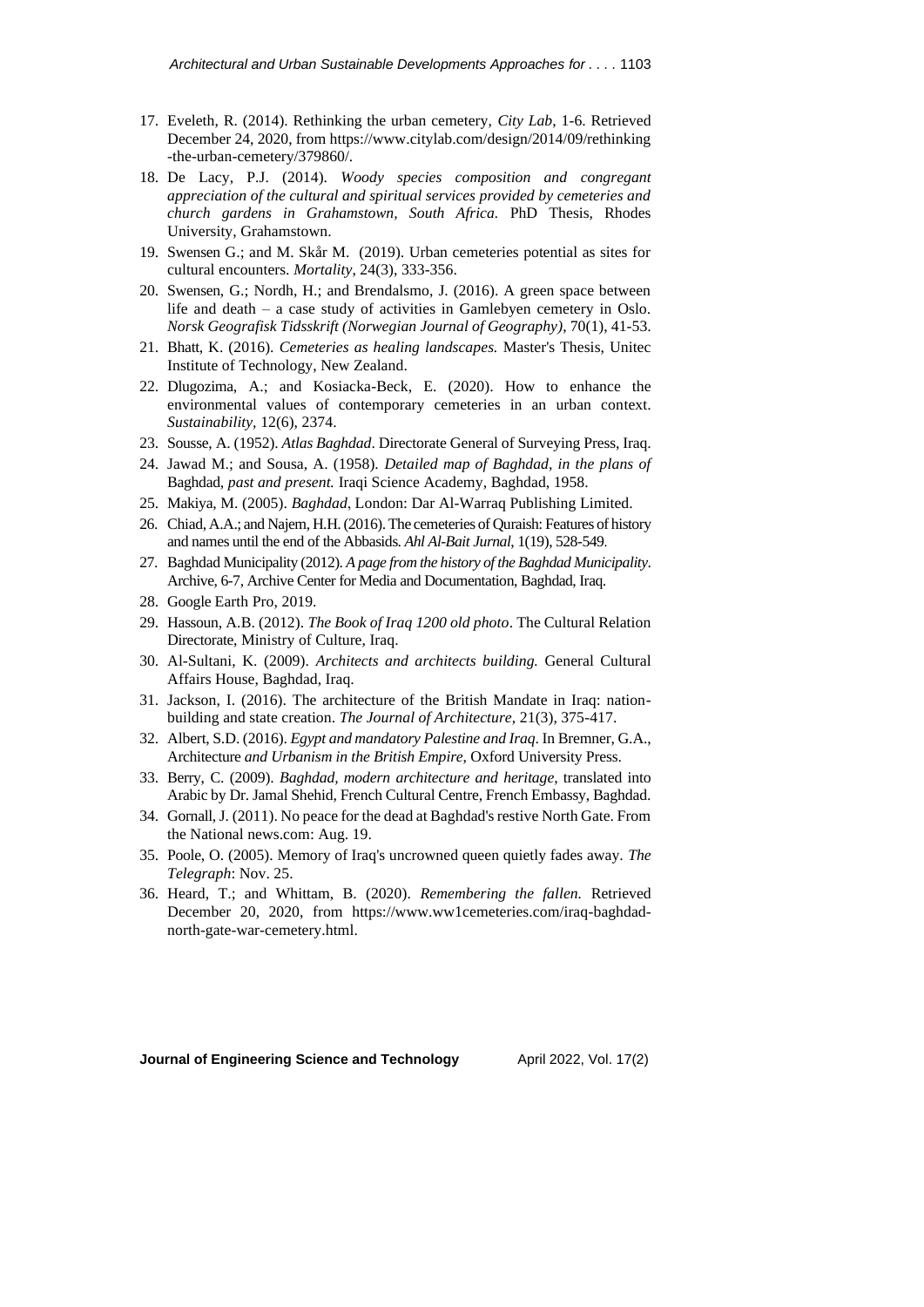17. Eveleth, R. (2014). Rethinking the urban cemetery, *City Lab*, 1-6. Retrieved December 24, 2020, from https://www.citylab.com/design/2014/09/rethinking-the-urban-cemetery/379860/.
18. De Lacy, P.J. (2014). *Woody species composition and congregant appreciation of the cultural and spiritual services provided by cemeteries and church gardens in Grahamstown, South Africa.* PhD Thesis, Rhodes University, Grahamstown.
19. Swensen G.; and M. Skår M. (2019). Urban cemeteries potential as sites for cultural encounters. *Mortality*, 24(3), 333-356.
20. Swensen, G.; Nordh, H.; and Brendalsmo, J. (2016). A green space between life and death – a case study of activities in Gamlebyen cemetery in Oslo. *Norsk Geografisk Tidsskrift (Norwegian Journal of Geography)*, 70(1), 41-53.
21. Bhatt, K. (2016). *Cemeteries as healing landscapes.* Master's Thesis, Unitec Institute of Technology, New Zealand.
22. Dlugozima, A.; and Kosiacka-Beck, E. (2020). How to enhance the environmental values of contemporary cemeteries in an urban context. *Sustainability*, 12(6), 2374.
23. Sousse, A. (1952). *Atlas Baghdad*. Directorate General of Surveying Press, Iraq.
24. Jawad M.; and Sousa, A. (1958). *Detailed map of Baghdad, in the plans of* Baghdad, *past and present.* Iraqi Science Academy, Baghdad, 1958.
25. Makiya, M. (2005). *Baghdad*, London: Dar Al-Warraq Publishing Limited.
26. Chiad, A.A.; and Najem, H.H. (2016). The cemeteries of Quraish: Features of history and names until the end of the Abbasids. *Ahl Al-Bait Jurnal*, 1(19), 528-549.
27. Baghdad Municipality (2012). *A page from the history of the Baghdad Municipality*. Archive, 6-7, Archive Center for Media and Documentation, Baghdad, Iraq.
28. Google Earth Pro, 2019.
29. Hassoun, A.B. (2012). *The Book of Iraq 1200 old photo*. The Cultural Relation Directorate, Ministry of Culture, Iraq.
30. Al-Sultani, K. (2009). *Architects and architects building.* General Cultural Affairs House, Baghdad, Iraq.
31. Jackson, I. (2016). The architecture of the British Mandate in Iraq: nation-building and state creation. *The Journal of Architecture*, 21(3), 375-417.
32. Albert, S.D. (2016). *Egypt and mandatory Palestine and Iraq*. In Bremner, G.A., Architecture *and Urbanism in the British Empire*, Oxford University Press.
33. Berry, C. (2009). *Baghdad, modern architecture and heritage*, translated into Arabic by Dr. Jamal Shehid, French Cultural Centre, French Embassy, Baghdad.
34. Gornall, J. (2011). No peace for the dead at Baghdad's restive North Gate. From the National news.com: Aug. 19.
35. Poole, O. (2005). Memory of Iraq's uncrowned queen quietly fades away. *The Telegraph*: Nov. 25.
36. Heard, T.; and Whittam, B. (2020). *Remembering the fallen.* Retrieved December 20, 2020, from https://www.ww1cemeteries.com/iraq-baghdad-north-gate-war-cemetery.html.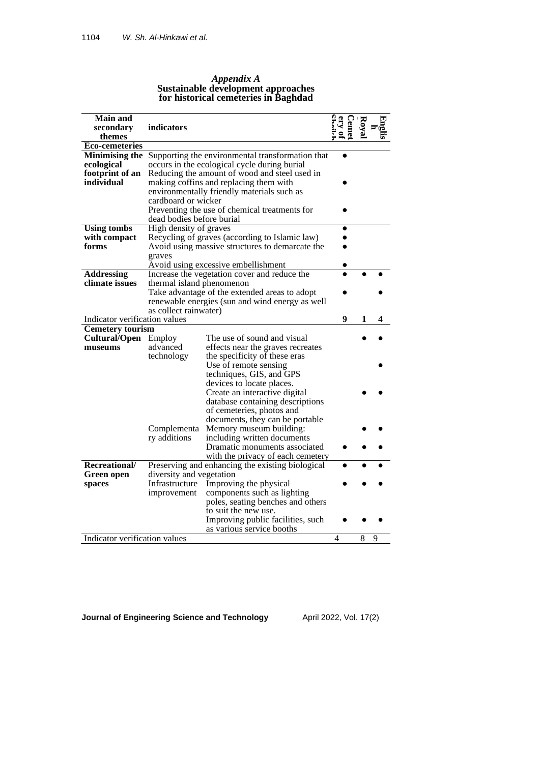### *Appendix A*
### Sustainable development approaches for historical cemeteries in Baghdad

| Main and secondary themes | indicators | | Cemetery of Shaikh | Royal | English |
|---|---|---|---|---|---|
| **Eco-cemeteries** | | | | | |
| **Minimising the ecological footprint of an individual** | Supporting the environmental transformation that occurs in the ecological cycle during burial | | ● | | |
| | Reducing the amount of wood and steel used in making coffins and replacing them with environmentally friendly materials such as cardboard or wicker | | ● | | |
| | Preventing the use of chemical treatments for dead bodies before burial | | ● | | |
| **Using tombs with compact forms** | High density of graves | | ● | | |
| | Recycling of graves (according to Islamic law) | | ● | | |
| | Avoid using massive structures to demarcate the graves | | ● | | |
| | Avoid using excessive embellishment | | ● | | |
| **Addressing climate issues** | Increase the vegetation cover and reduce the thermal island phenomenon | | ● | ● | ● |
| | Take advantage of the extended areas to adopt renewable energies (sun and wind energy as well as collect rainwater) | | ● | | ● |
| Indicator verification values | | | **9** | **1** | **4** |
| **Cemetery tourism** | | | | | |
| **Cultural/Open museums** | Employ advanced technology | The use of sound and visual effects near the graves recreates the specificity of these eras | | ● | ● |
| | | Use of remote sensing techniques, GIS, and GPS devices to locate places. | | | ● |
| | | Create an interactive digital database containing descriptions of cemeteries, photos and documents, they can be portable | | ● | ● |
| | Complementary additions | Memory museum building: including written documents | | ● | ● |
| | | Dramatic monuments associated with the privacy of each cemetery | ● | ● | ● |
| **Recreational/ Green open spaces** | Preserving and enhancing the existing biological diversity and vegetation | | ● | ● | ● |
| | Infrastructure improvement | Improving the physical components such as lighting poles, seating benches and others to suit the new use. | ● | ● | ● |
| | | Improving public facilities, such as various service booths | ● | ● | ● |
| Indicator verification values | | | 4 | 8 | 9 |